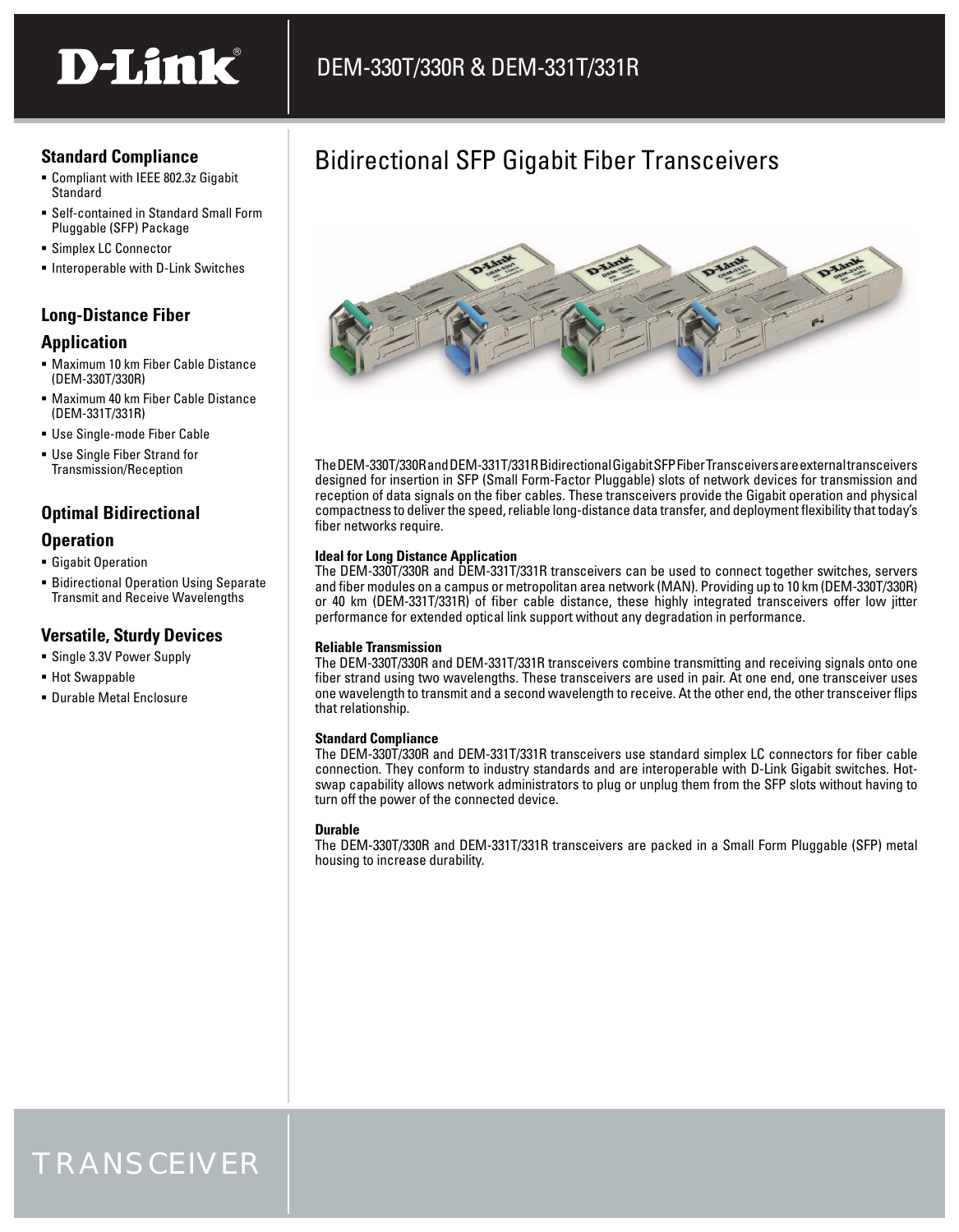# DEM-330T/330R & DEM-331T/331R

## Bidirectional SFP Gigabit Fiber Transceivers

### Standard Compliance

- Compliant with IEEE 802.3z Gigabit Standard
- Self-contained in Standard Small Form Pluggable (SFP) Package
- Simplex LC Connector
- Interoperable with D-Link Switches

### Long-Distance Fiber Application

- Maximum 10 km Fiber Cable Distance (DEM-330T/330R)
- Maximum 40 km Fiber Cable Distance (DEM-331T/331R)
- Use Single-mode Fiber Cable
- Use Single Fiber Strand for Transmission/Reception

### Optimal Bidirectional Operation

- Gigabit Operation
- Bidirectional Operation Using Separate Transmit and Receive Wavelengths

### Versatile, Sturdy Devices

- Single 3.3V Power Supply
- Hot Swappable
- Durable Metal Enclosure

The DEM-330T/330R and DEM-331T/331R Bidirectional Gigabit SFP Fiber Transceivers are external transceivers designed for insertion in SFP (Small Form-Factor Pluggable) slots of network devices for transmission and reception of data signals on the fiber cables. These transceivers provide the Gigabit operation and physical compactness to deliver the speed, reliable long-distance data transfer, and deployment flexibility that today's fiber networks require.

**Ideal for Long Distance Application**
The DEM-330T/330R and DEM-331T/331R transceivers can be used to connect together switches, servers and fiber modules on a campus or metropolitan area network (MAN). Providing up to 10 km (DEM-330T/330R) or 40 km (DEM-331T/331R) of fiber cable distance, these highly integrated transceivers offer low jitter performance for extended optical link support without any degradation in performance.

**Reliable Transmission**
The DEM-330T/330R and DEM-331T/331R transceivers combine transmitting and receiving signals onto one fiber strand using two wavelengths. These transceivers are used in pair. At one end, one transceiver uses one wavelength to transmit and a second wavelength to receive. At the other end, the other transceiver flips that relationship.

**Standard Compliance**
The DEM-330T/330R and DEM-331T/331R transceivers use standard simplex LC connectors for fiber cable connection. They conform to industry standards and are interoperable with D-Link Gigabit switches. Hot-swap capability allows network administrators to plug or unplug them from the SFP slots without having to turn off the power of the connected device.

**Durable**
The DEM-330T/330R and DEM-331T/331R transceivers are packed in a Small Form Pluggable (SFP) metal housing to increase durability.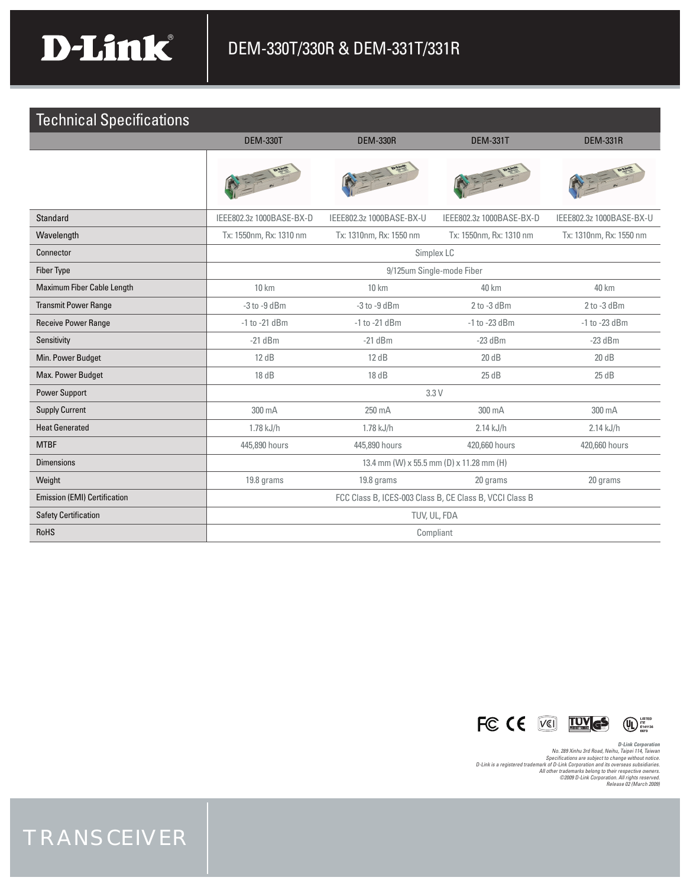# Technical Specifications

| | DEM-330T | DEM-330R | DEM-331T | DEM-331R |
|---|---|---|---|---|
| Standard | IEEE802.3z 1000BASE-BX-D | IEEE802.3z 1000BASE-BX-U | IEEE802.3z 1000BASE-BX-D | IEEE802.3z 1000BASE-BX-U |
| Wavelength | Tx: 1550nm, Rx: 1310 nm | Tx: 1310nm, Rx: 1550 nm | Tx: 1550nm, Rx: 1310 nm | Tx: 1310nm, Rx: 1550 nm |
| Connector | Simplex LC | | | |
| Fiber Type | 9/125um Single-mode Fiber | | | |
| Maximum Fiber Cable Length | 10 km | 10 km | 40 km | 40 km |
| Transmit Power Range | -3 to -9 dBm | -3 to -9 dBm | 2 to -3 dBm | 2 to -3 dBm |
| Receive Power Range | -1 to -21 dBm | -1 to -21 dBm | -1 to -23 dBm | -1 to -23 dBm |
| Sensitivity | -21 dBm | -21 dBm | -23 dBm | -23 dBm |
| Min. Power Budget | 12 dB | 12 dB | 20 dB | 20 dB |
| Max. Power Budget | 18 dB | 18 dB | 25 dB | 25 dB |
| Power Support | 3.3 V | | | |
| Supply Current | 300 mA | 250 mA | 300 mA | 300 mA |
| Heat Generated | 1.78 kJ/h | 1.78 kJ/h | 2.14 kJ/h | 2.14 kJ/h |
| MTBF | 445,890 hours | 445,890 hours | 420,660 hours | 420,660 hours |
| Dimensions | 13.4 mm (W) x 55.5 mm (D) x 11.28 mm (H) | | | |
| Weight | 19.8 grams | 19.8 grams | 20 grams | 20 grams |
| Emission (EMI) Certification | FCC Class B, ICES-003 Class B, CE Class B, VCCI Class B | | | |
| Safety Certification | TUV, UL, FDA | | | |
| RoHS | Compliant | | | |

*D-Link Corporation*
*No. 289 Xinhu 3rd Road, Neihu, Taipei 114, Taiwan*
*Specifications are subject to change without notice.*
*D-Link is a registered trademark of D-Link Corporation and its overseas subsidiaries.*
*All other trademarks belong to their respective owners.*
*©2009 D-Link Corporation. All rights reserved.*
*Release 02 (March 2009)*

TRANSCEIVER